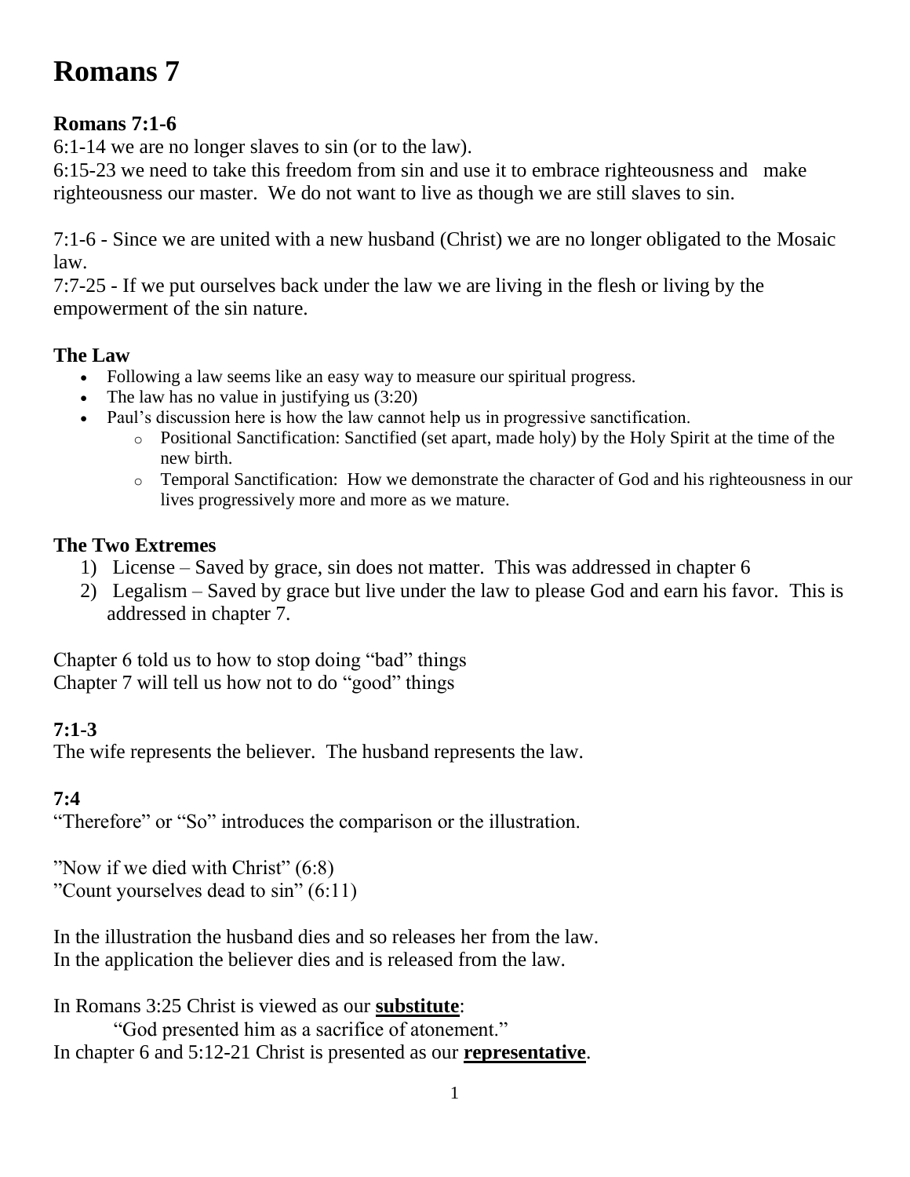# Romans 7

### Romans 7:1-6

6:1-14 we are no longer slaves to sin (or to the law).
6:15-23 we need to take this freedom from sin and use it to embrace righteousness and make righteousness our master. We do not want to live as though we are still slaves to sin.

7:1-6 - Since we are united with a new husband (Christ) we are no longer obligated to the Mosaic law.
7:7-25 - If we put ourselves back under the law we are living in the flesh or living by the empowerment of the sin nature.

### The Law

- Following a law seems like an easy way to measure our spiritual progress.
- The law has no value in justifying us (3:20)
- Paul's discussion here is how the law cannot help us in progressive sanctification.
    - Positional Sanctification: Sanctified (set apart, made holy) by the Holy Spirit at the time of the new birth.
    - Temporal Sanctification: How we demonstrate the character of God and his righteousness in our lives progressively more and more as we mature.

### The Two Extremes

1) License – Saved by grace, sin does not matter. This was addressed in chapter 6
2) Legalism – Saved by grace but live under the law to please God and earn his favor. This is addressed in chapter 7.

Chapter 6 told us to how to stop doing "bad" things
Chapter 7 will tell us how not to do "good" things

### 7:1-3

The wife represents the believer. The husband represents the law.

### 7:4

"Therefore" or "So" introduces the comparison or the illustration.

"Now if we died with Christ" (6:8)
"Count yourselves dead to sin" (6:11)

In the illustration the husband dies and so releases her from the law.
In the application the believer dies and is released from the law.

In Romans 3:25 Christ is viewed as our **substitute**:
"God presented him as a sacrifice of atonement."
In chapter 6 and 5:12-21 Christ is presented as our **representative**.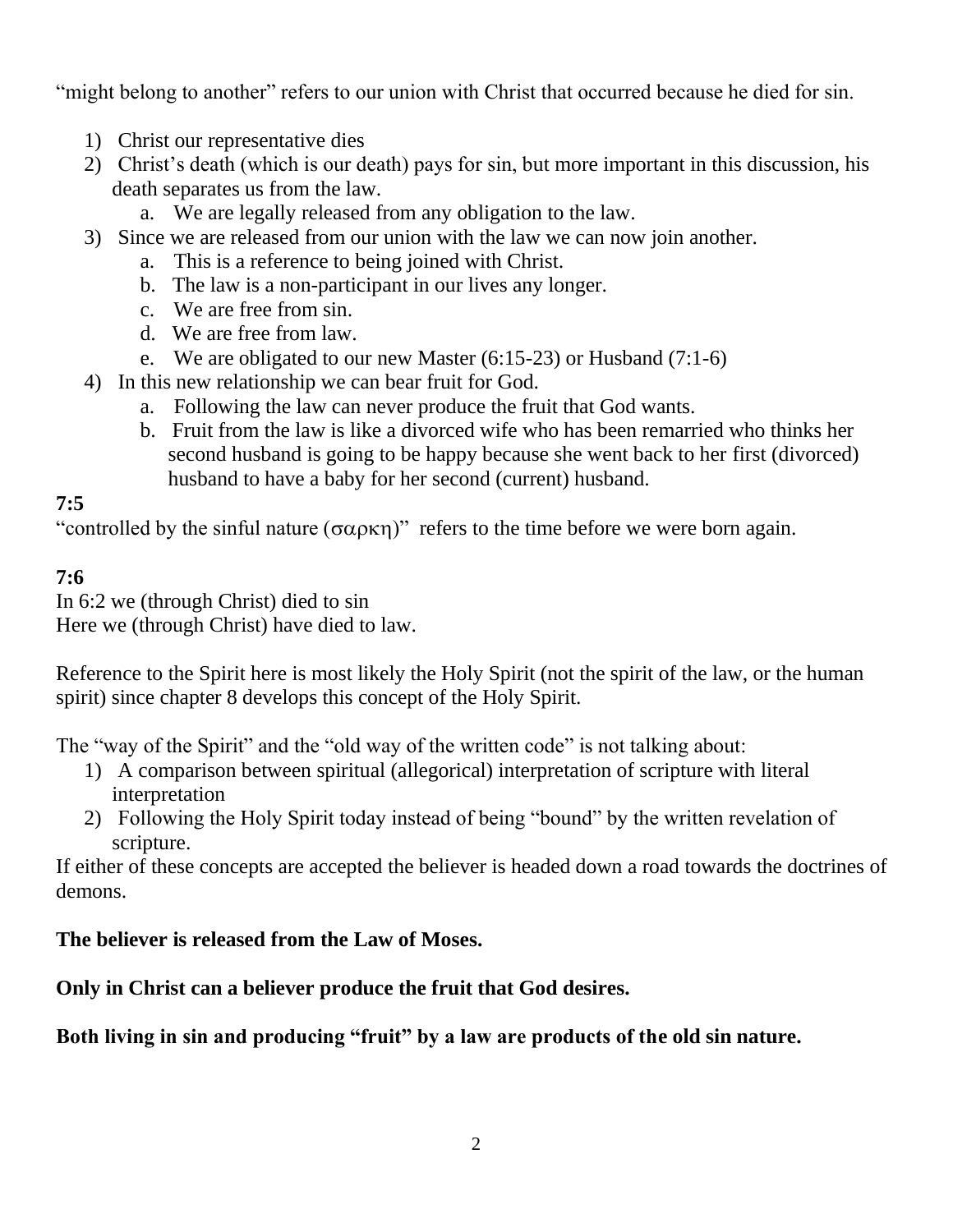“might belong to another” refers to our union with Christ that occurred because he died for sin.

1) Christ our representative dies
2) Christ’s death (which is our death) pays for sin, but more important in this discussion, his death separates us from the law.
   a. We are legally released from any obligation to the law.
3) Since we are released from our union with the law we can now join another.
   a. This is a reference to being joined with Christ.
   b. The law is a non-participant in our lives any longer.
   c. We are free from sin.
   d. We are free from law.
   e. We are obligated to our new Master (6:15-23) or Husband (7:1-6)
4) In this new relationship we can bear fruit for God.
   a. Following the law can never produce the fruit that God wants.
   b. Fruit from the law is like a divorced wife who has been remarried who thinks her second husband is going to be happy because she went back to her first (divorced) husband to have a baby for her second (current) husband.

**7:5**

“controlled by the sinful nature (σαρκη)” refers to the time before we were born again.

**7:6**

In 6:2 we (through Christ) died to sin
Here we (through Christ) have died to law.

Reference to the Spirit here is most likely the Holy Spirit (not the spirit of the law, or the human spirit) since chapter 8 develops this concept of the Holy Spirit.

The “way of the Spirit” and the “old way of the written code” is not talking about:

1) A comparison between spiritual (allegorical) interpretation of scripture with literal interpretation
2) Following the Holy Spirit today instead of being “bound” by the written revelation of scripture.

If either of these concepts are accepted the believer is headed down a road towards the doctrines of demons.

**The believer is released from the Law of Moses.**

**Only in Christ can a believer produce the fruit that God desires.**

**Both living in sin and producing “fruit” by a law are products of the old sin nature.**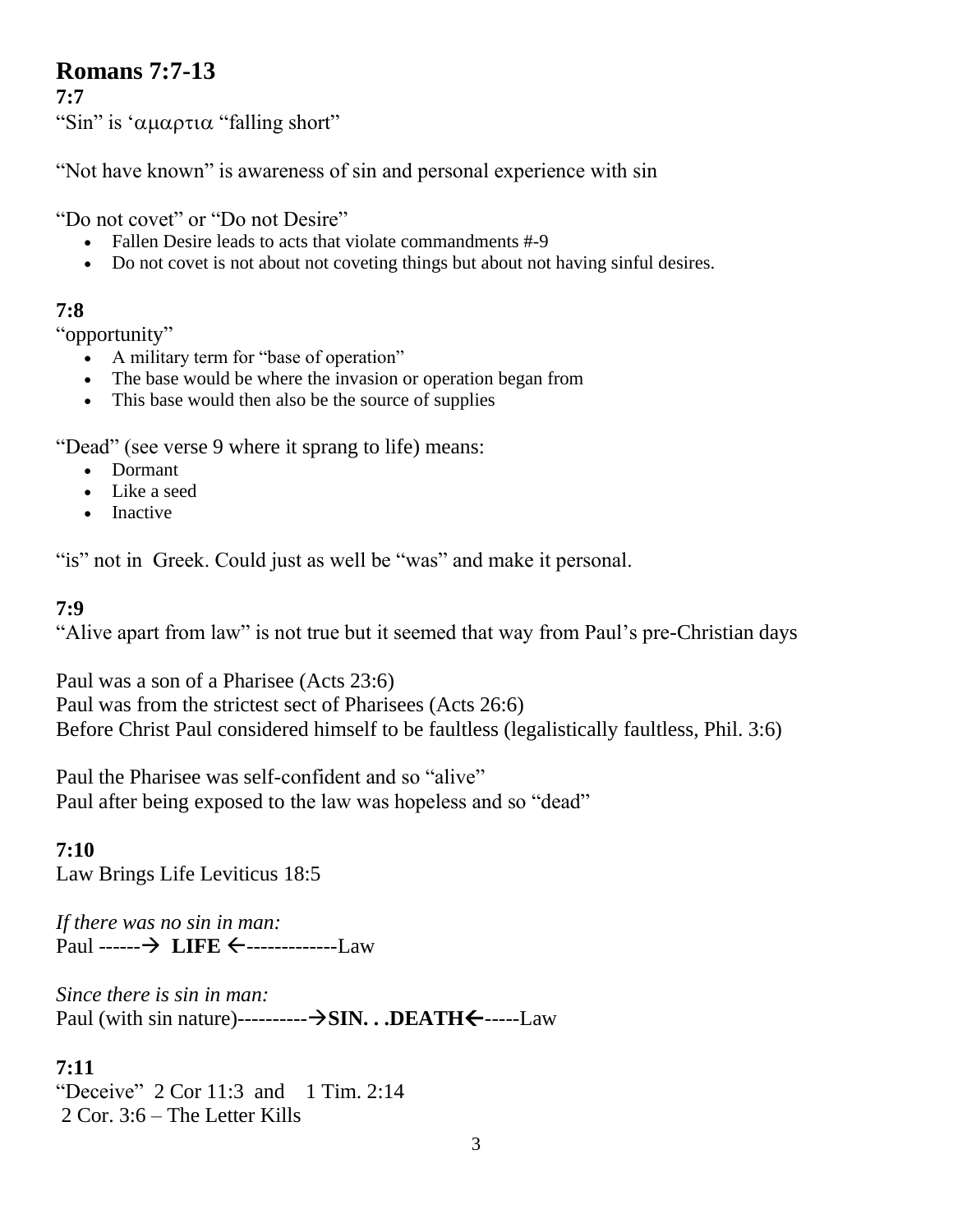## Romans 7:7-13

**7:7**

“Sin” is ‘αμαρτια “falling short”

“Not have known” is awareness of sin and personal experience with sin

“Do not covet” or “Do not Desire”

- Fallen Desire leads to acts that violate commandments #-9
- Do not covet is not about not coveting things but about not having sinful desires.

### 7:8

“opportunity”

- A military term for “base of operation”
- The base would be where the invasion or operation began from
- This base would then also be the source of supplies

“Dead” (see verse 9 where it sprang to life) means:

- Dormant
- Like a seed
- Inactive

“is” not in Greek. Could just as well be “was” and make it personal.

### 7:9

“Alive apart from law” is not true but it seemed that way from Paul’s pre-Christian days

Paul was a son of a Pharisee (Acts 23:6)
Paul was from the strictest sect of Pharisees (Acts 26:6)
Before Christ Paul considered himself to be faultless (legalistically faultless, Phil. 3:6)

Paul the Pharisee was self-confident and so “alive”
Paul after being exposed to the law was hopeless and so “dead”

### 7:10

Law Brings Life Leviticus 18:5

*If there was no sin in man:*
Paul ------→ **LIFE** ←-------------Law

*Since there is sin in man:*
Paul (with sin nature)----------→**SIN. . .DEATH**←-----Law

### 7:11

“Deceive” 2 Cor 11:3 and 1 Tim. 2:14
2 Cor. 3:6 – The Letter Kills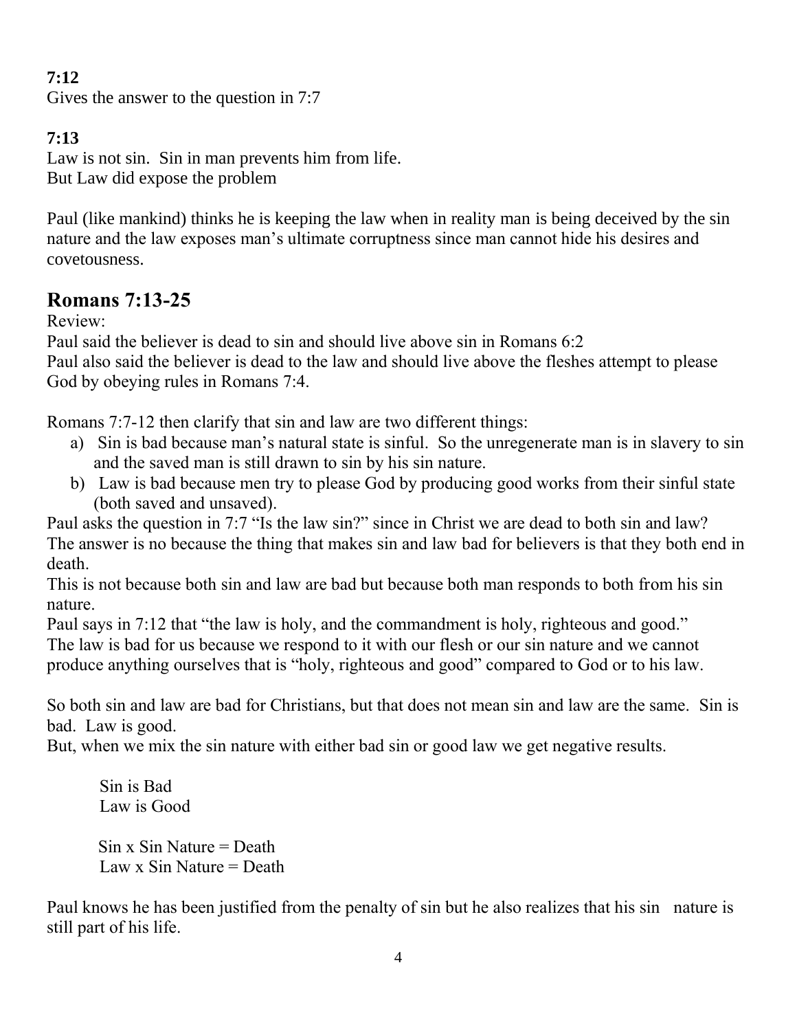**7:12**
Gives the answer to the question in 7:7

**7:13**
Law is not sin. Sin in man prevents him from life.
But Law did expose the problem

Paul (like mankind) thinks he is keeping the law when in reality man is being deceived by the sin nature and the law exposes man's ultimate corruptness since man cannot hide his desires and covetousness.

## Romans 7:13-25

Review:
Paul said the believer is dead to sin and should live above sin in Romans 6:2
Paul also said the believer is dead to the law and should live above the fleshes attempt to please God by obeying rules in Romans 7:4.

Romans 7:7-12 then clarify that sin and law are two different things:

a) Sin is bad because man's natural state is sinful. So the unregenerate man is in slavery to sin and the saved man is still drawn to sin by his sin nature.
b) Law is bad because men try to please God by producing good works from their sinful state (both saved and unsaved).

Paul asks the question in 7:7 "Is the law sin?" since in Christ we are dead to both sin and law?
The answer is no because the thing that makes sin and law bad for believers is that they both end in death.
This is not because both sin and law are bad but because both man responds to both from his sin nature.
Paul says in 7:12 that "the law is holy, and the commandment is holy, righteous and good."
The law is bad for us because we respond to it with our flesh or our sin nature and we cannot produce anything ourselves that is "holy, righteous and good" compared to God or to his law.

So both sin and law are bad for Christians, but that does not mean sin and law are the same. Sin is bad. Law is good.
But, when we mix the sin nature with either bad sin or good law we get negative results.

Sin is Bad
Law is Good

Sin x Sin Nature = Death
Law x Sin Nature = Death

Paul knows he has been justified from the penalty of sin but he also realizes that his sin nature is still part of his life.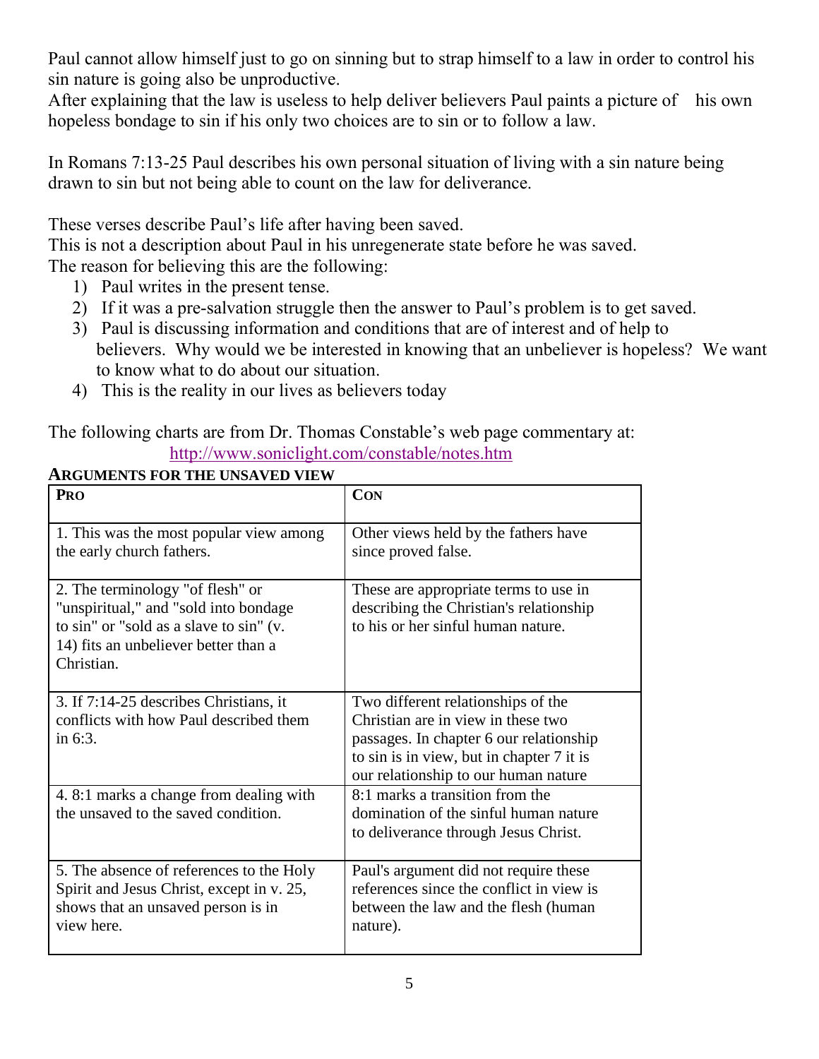Paul cannot allow himself just to go on sinning but to strap himself to a law in order to control his sin nature is going also be unproductive.
After explaining that the law is useless to help deliver believers Paul paints a picture of his own hopeless bondage to sin if his only two choices are to sin or to follow a law.

In Romans 7:13-25 Paul describes his own personal situation of living with a sin nature being drawn to sin but not being able to count on the law for deliverance.

These verses describe Paul's life after having been saved.
This is not a description about Paul in his unregenerate state before he was saved.
The reason for believing this are the following:

1) Paul writes in the present tense.
2) If it was a pre-salvation struggle then the answer to Paul's problem is to get saved.
3) Paul is discussing information and conditions that are of interest and of help to believers. Why would we be interested in knowing that an unbeliever is hopeless? We want to know what to do about our situation.
4) This is the reality in our lives as believers today

The following charts are from Dr. Thomas Constable's web page commentary at:
http://www.soniclight.com/constable/notes.htm

**ARGUMENTS FOR THE UNSAVED VIEW**

| PRO | CON |
|---|---|
| 1. This was the most popular view among the early church fathers. | Other views held by the fathers have since proved false. |
| 2. The terminology "of flesh" or "unspiritual," and "sold into bondage to sin" or "sold as a slave to sin" (v. 14) fits an unbeliever better than a Christian. | These are appropriate terms to use in describing the Christian's relationship to his or her sinful human nature. |
| 3. If 7:14-25 describes Christians, it conflicts with how Paul described them in 6:3. | Two different relationships of the Christian are in view in these two passages. In chapter 6 our relationship to sin is in view, but in chapter 7 it is our relationship to our human nature |
| 4. 8:1 marks a change from dealing with the unsaved to the saved condition. | 8:1 marks a transition from the domination of the sinful human nature to deliverance through Jesus Christ. |
| 5. The absence of references to the Holy Spirit and Jesus Christ, except in v. 25, shows that an unsaved person is in view here. | Paul's argument did not require these references since the conflict in view is between the law and the flesh (human nature). |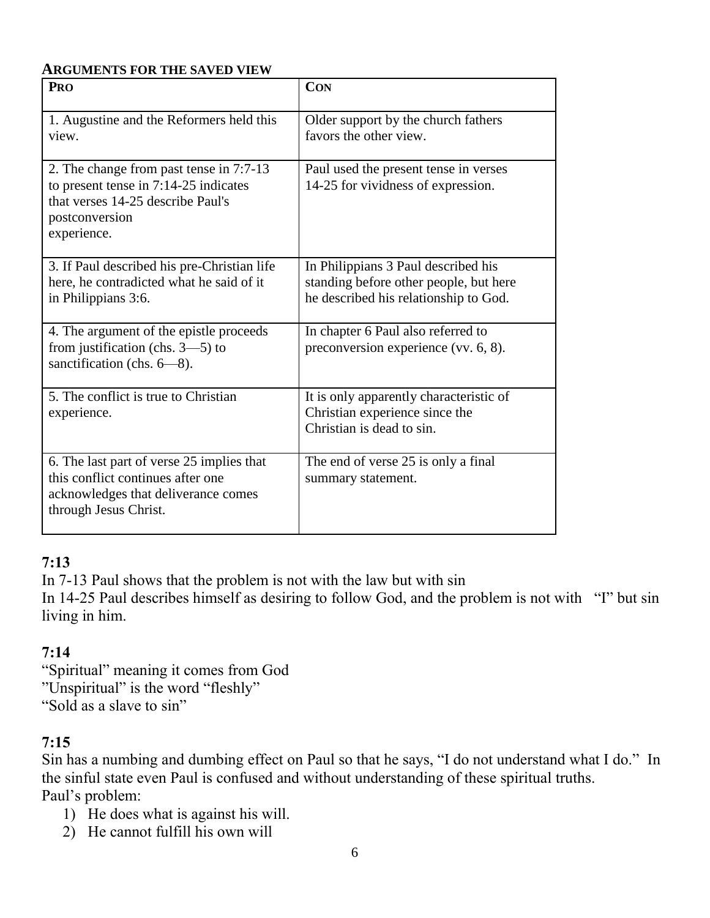**ARGUMENTS FOR THE SAVED VIEW**

| PRO | CON |
|---|---|
| 1. Augustine and the Reformers held this view. | Older support by the church fathers favors the other view. |
| 2. The change from past tense in 7:7-13 to present tense in 7:14-25 indicates that verses 14-25 describe Paul's postconversion experience. | Paul used the present tense in verses 14-25 for vividness of expression. |
| 3. If Paul described his pre-Christian life here, he contradicted what he said of it in Philippians 3:6. | In Philippians 3 Paul described his standing before other people, but here he described his relationship to God. |
| 4. The argument of the epistle proceeds from justification (chs. 3—5) to sanctification (chs. 6—8). | In chapter 6 Paul also referred to preconversion experience (vv. 6, 8). |
| 5. The conflict is true to Christian experience. | It is only apparently characteristic of Christian experience since the Christian is dead to sin. |
| 6. The last part of verse 25 implies that this conflict continues after one acknowledges that deliverance comes through Jesus Christ. | The end of verse 25 is only a final summary statement. |

## 7:13

In 7-13 Paul shows that the problem is not with the law but with sin
In 14-25 Paul describes himself as desiring to follow God, and the problem is not with "I" but sin living in him.

## 7:14

"Spiritual" meaning it comes from God
"Unspiritual" is the word "fleshly"
"Sold as a slave to sin"

## 7:15

Sin has a numbing and dumbing effect on Paul so that he says, "I do not understand what I do." In the sinful state even Paul is confused and without understanding of these spiritual truths.
Paul's problem:

1) He does what is against his will.
2) He cannot fulfill his own will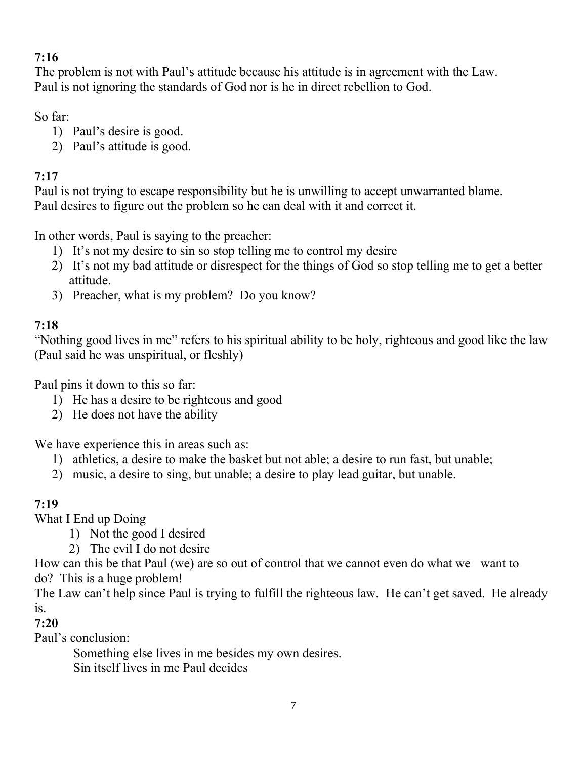**7:16**

The problem is not with Paul's attitude because his attitude is in agreement with the Law.
Paul is not ignoring the standards of God nor is he in direct rebellion to God.

So far:

1) Paul's desire is good.
2) Paul's attitude is good.

**7:17**

Paul is not trying to escape responsibility but he is unwilling to accept unwarranted blame.
Paul desires to figure out the problem so he can deal with it and correct it.

In other words, Paul is saying to the preacher:

1) It's not my desire to sin so stop telling me to control my desire
2) It's not my bad attitude or disrespect for the things of God so stop telling me to get a better attitude.
3) Preacher, what is my problem? Do you know?

**7:18**

"Nothing good lives in me" refers to his spiritual ability to be holy, righteous and good like the law (Paul said he was unspiritual, or fleshly)

Paul pins it down to this so far:

1) He has a desire to be righteous and good
2) He does not have the ability

We have experience this in areas such as:

1) athletics, a desire to make the basket but not able; a desire to run fast, but unable;
2) music, a desire to sing, but unable; a desire to play lead guitar, but unable.

**7:19**

What I End up Doing

1) Not the good I desired
2) The evil I do not desire

How can this be that Paul (we) are so out of control that we cannot even do what we want to do? This is a huge problem!
The Law can't help since Paul is trying to fulfill the righteous law. He can't get saved. He already is.

**7:20**

Paul's conclusion:

Something else lives in me besides my own desires.
Sin itself lives in me Paul decides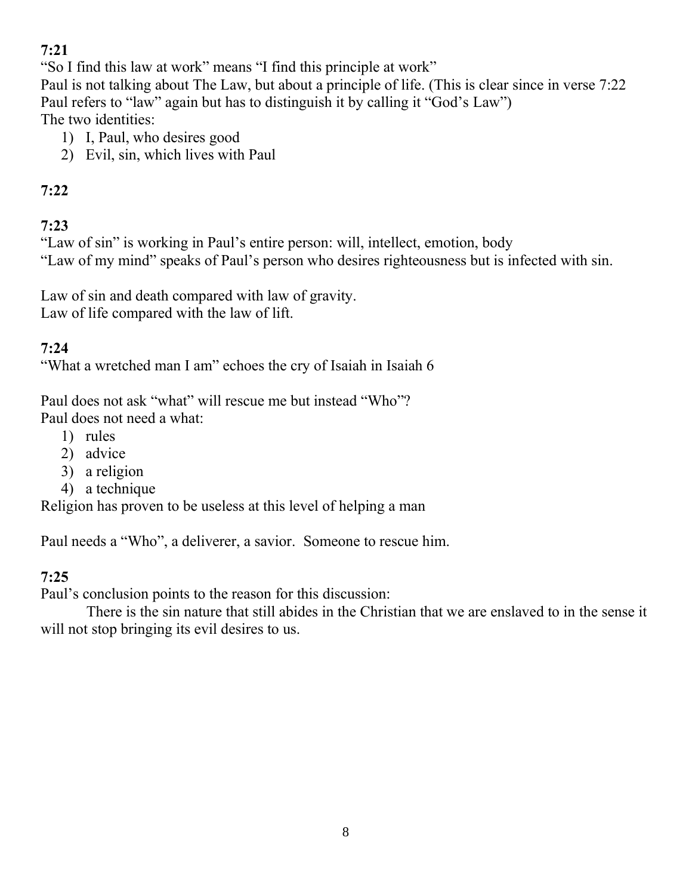**7:21**

"So I find this law at work" means "I find this principle at work"
Paul is not talking about The Law, but about a principle of life. (This is clear since in verse 7:22 Paul refers to "law" again but has to distinguish it by calling it "God's Law")
The two identities:

1) I, Paul, who desires good
2) Evil, sin, which lives with Paul

**7:22**

**7:23**

"Law of sin" is working in Paul's entire person: will, intellect, emotion, body
"Law of my mind" speaks of Paul's person who desires righteousness but is infected with sin.

Law of sin and death compared with law of gravity.
Law of life compared with the law of lift.

**7:24**

"What a wretched man I am" echoes the cry of Isaiah in Isaiah 6

Paul does not ask "what" will rescue me but instead "Who"?
Paul does not need a what:

1) rules
2) advice
3) a religion
4) a technique

Religion has proven to be useless at this level of helping a man

Paul needs a "Who", a deliverer, a savior. Someone to rescue him.

**7:25**

Paul's conclusion points to the reason for this discussion:

There is the sin nature that still abides in the Christian that we are enslaved to in the sense it will not stop bringing its evil desires to us.